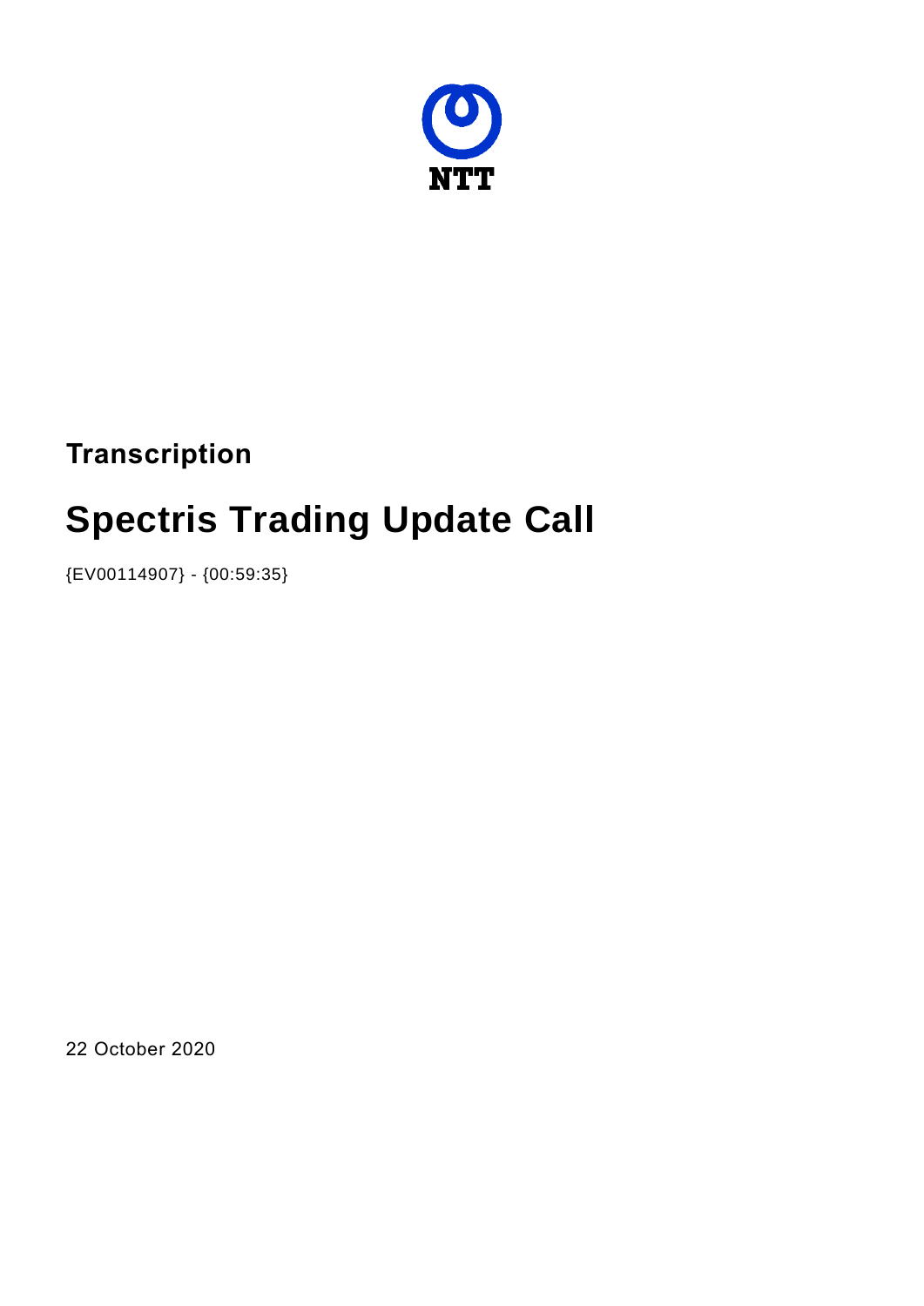NTT

**Transcription**

# Spectris Trading Update Call

{EV00114907} - {00:59:35}

22 October 2020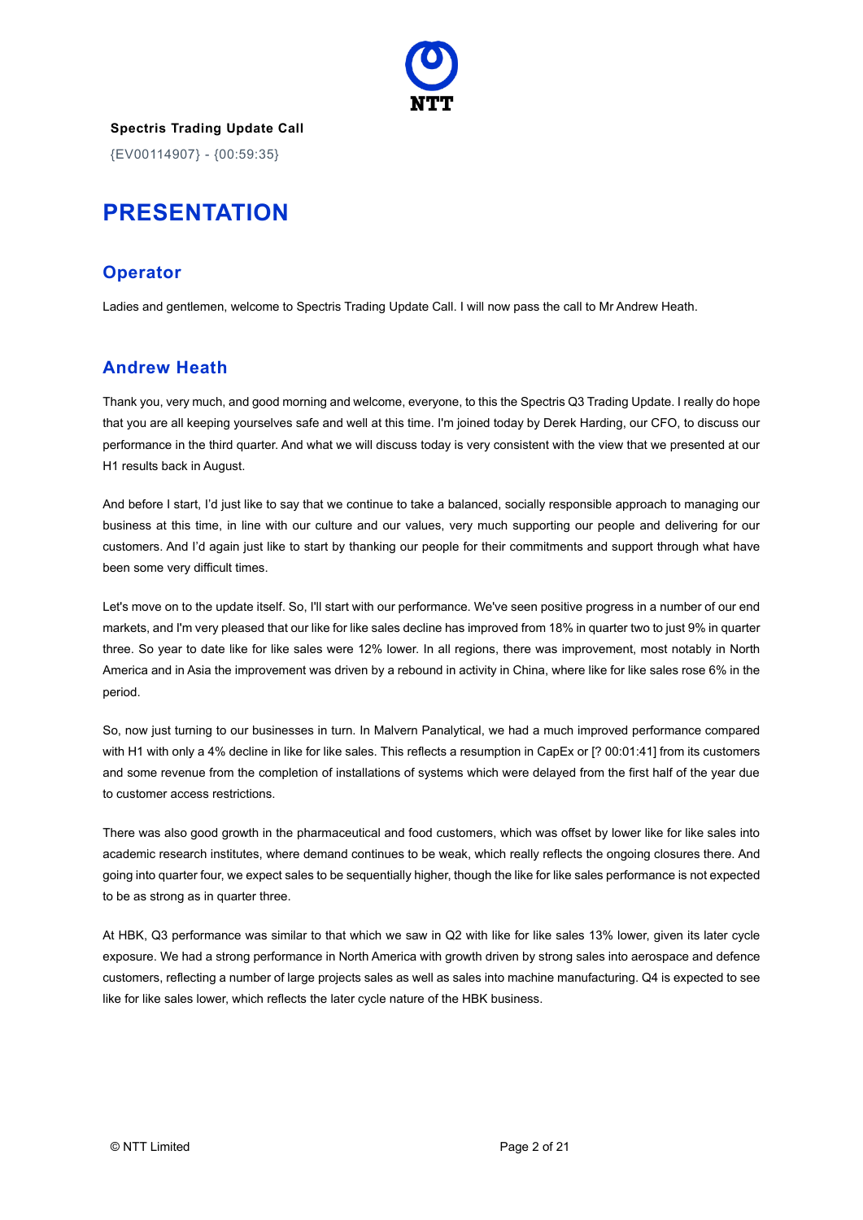**Spectris Trading Update Call**

{EV00114907} - {00:59:35}

# PRESENTATION

## Operator

Ladies and gentlemen, welcome to Spectris Trading Update Call. I will now pass the call to Mr Andrew Heath.

## Andrew Heath

Thank you, very much, and good morning and welcome, everyone, to this the Spectris Q3 Trading Update. I really do hope that you are all keeping yourselves safe and well at this time. I'm joined today by Derek Harding, our CFO, to discuss our performance in the third quarter. And what we will discuss today is very consistent with the view that we presented at our H1 results back in August.

And before I start, I'd just like to say that we continue to take a balanced, socially responsible approach to managing our business at this time, in line with our culture and our values, very much supporting our people and delivering for our customers. And I'd again just like to start by thanking our people for their commitments and support through what have been some very difficult times.

Let's move on to the update itself. So, I'll start with our performance. We've seen positive progress in a number of our end markets, and I'm very pleased that our like for like sales decline has improved from 18% in quarter two to just 9% in quarter three. So year to date like for like sales were 12% lower. In all regions, there was improvement, most notably in North America and in Asia the improvement was driven by a rebound in activity in China, where like for like sales rose 6% in the period.

So, now just turning to our businesses in turn. In Malvern Panalytical, we had a much improved performance compared with H1 with only a 4% decline in like for like sales. This reflects a resumption in CapEx or [? 00:01:41] from its customers and some revenue from the completion of installations of systems which were delayed from the first half of the year due to customer access restrictions.

There was also good growth in the pharmaceutical and food customers, which was offset by lower like for like sales into academic research institutes, where demand continues to be weak, which really reflects the ongoing closures there. And going into quarter four, we expect sales to be sequentially higher, though the like for like sales performance is not expected to be as strong as in quarter three.

At HBK, Q3 performance was similar to that which we saw in Q2 with like for like sales 13% lower, given its later cycle exposure. We had a strong performance in North America with growth driven by strong sales into aerospace and defence customers, reflecting a number of large projects sales as well as sales into machine manufacturing. Q4 is expected to see like for like sales lower, which reflects the later cycle nature of the HBK business.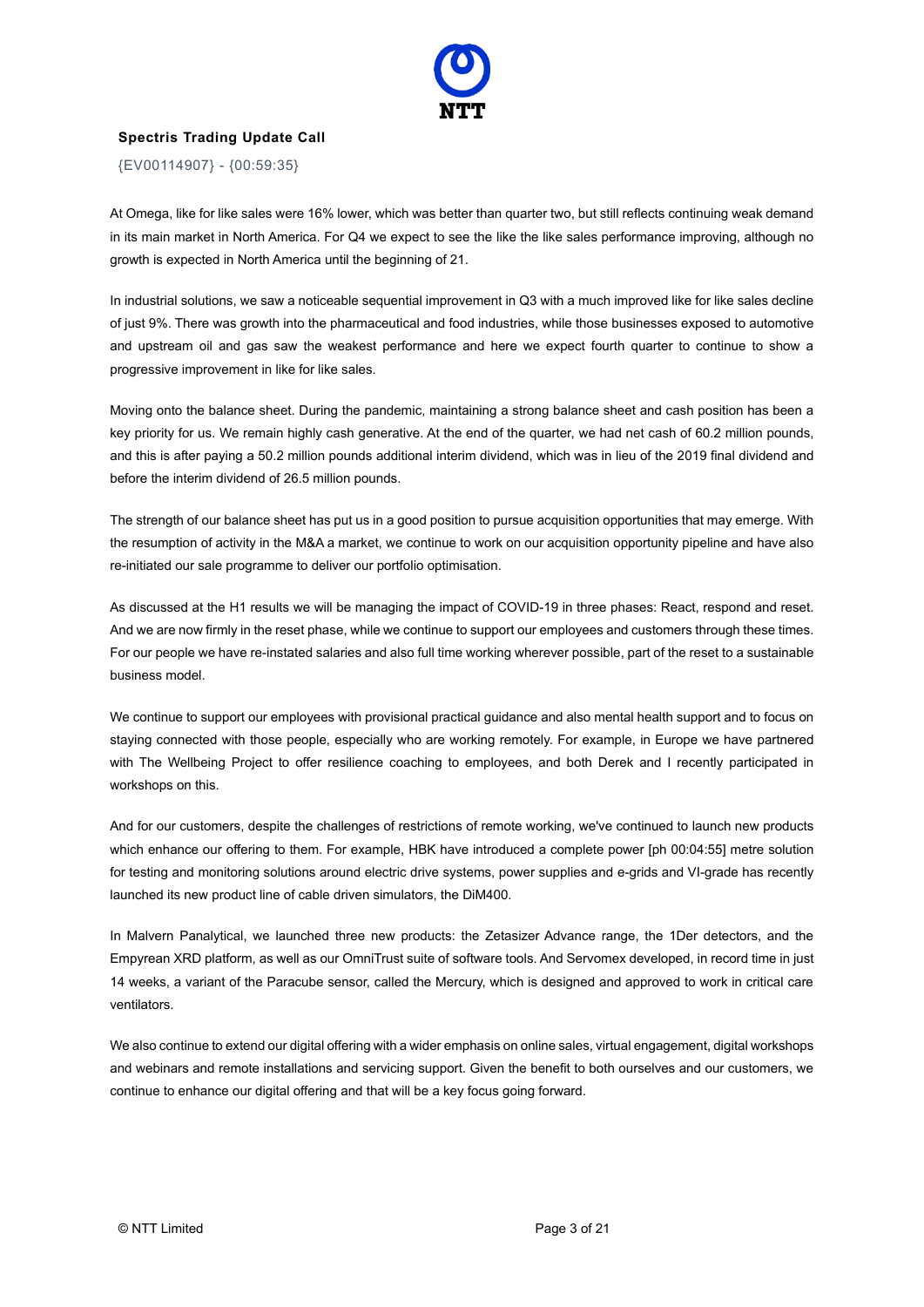At Omega, like for like sales were 16% lower, which was better than quarter two, but still reflects continuing weak demand in its main market in North America. For Q4 we expect to see the like the like sales performance improving, although no growth is expected in North America until the beginning of 21.

In industrial solutions, we saw a noticeable sequential improvement in Q3 with a much improved like for like sales decline of just 9%. There was growth into the pharmaceutical and food industries, while those businesses exposed to automotive and upstream oil and gas saw the weakest performance and here we expect fourth quarter to continue to show a progressive improvement in like for like sales.

Moving onto the balance sheet. During the pandemic, maintaining a strong balance sheet and cash position has been a key priority for us. We remain highly cash generative. At the end of the quarter, we had net cash of 60.2 million pounds, and this is after paying a 50.2 million pounds additional interim dividend, which was in lieu of the 2019 final dividend and before the interim dividend of 26.5 million pounds.

The strength of our balance sheet has put us in a good position to pursue acquisition opportunities that may emerge. With the resumption of activity in the M&A a market, we continue to work on our acquisition opportunity pipeline and have also re-initiated our sale programme to deliver our portfolio optimisation.

As discussed at the H1 results we will be managing the impact of COVID-19 in three phases: React, respond and reset. And we are now firmly in the reset phase, while we continue to support our employees and customers through these times. For our people we have re-instated salaries and also full time working wherever possible, part of the reset to a sustainable business model.

We continue to support our employees with provisional practical guidance and also mental health support and to focus on staying connected with those people, especially who are working remotely. For example, in Europe we have partnered with The Wellbeing Project to offer resilience coaching to employees, and both Derek and I recently participated in workshops on this.

And for our customers, despite the challenges of restrictions of remote working, we've continued to launch new products which enhance our offering to them. For example, HBK have introduced a complete power [ph 00:04:55] metre solution for testing and monitoring solutions around electric drive systems, power supplies and e-grids and VI-grade has recently launched its new product line of cable driven simulators, the DiM400.

In Malvern Panalytical, we launched three new products: the Zetasizer Advance range, the 1Der detectors, and the Empyrean XRD platform, as well as our OmniTrust suite of software tools. And Servomex developed, in record time in just 14 weeks, a variant of the Paracube sensor, called the Mercury, which is designed and approved to work in critical care ventilators.

We also continue to extend our digital offering with a wider emphasis on online sales, virtual engagement, digital workshops and webinars and remote installations and servicing support. Given the benefit to both ourselves and our customers, we continue to enhance our digital offering and that will be a key focus going forward.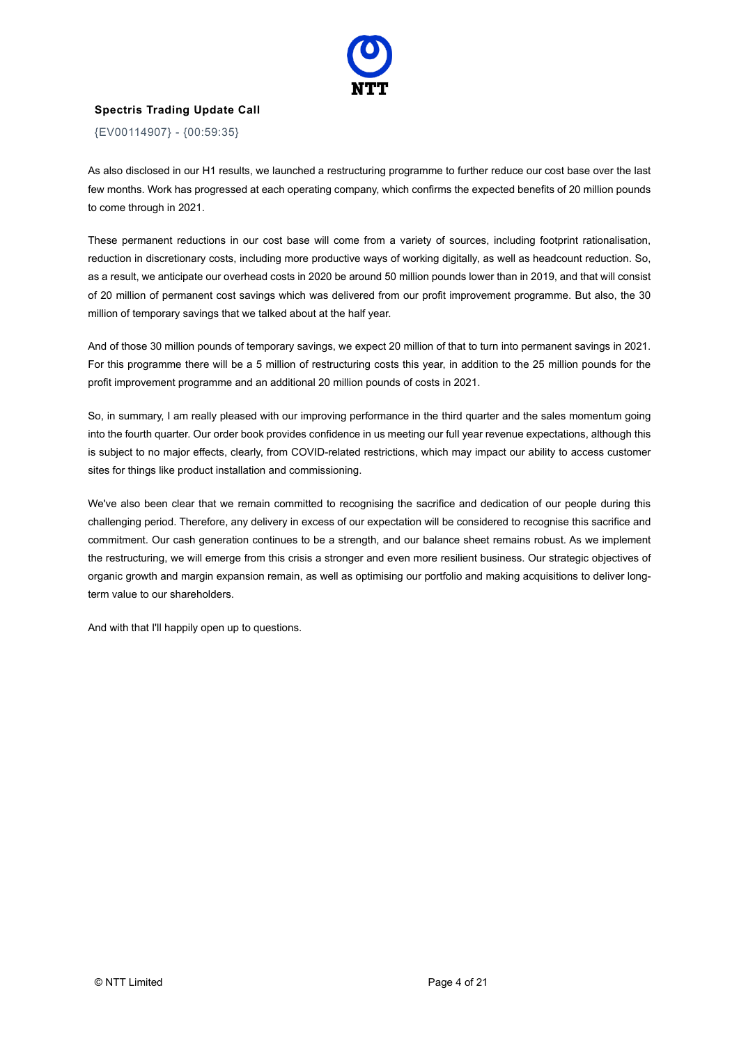As also disclosed in our H1 results, we launched a restructuring programme to further reduce our cost base over the last few months. Work has progressed at each operating company, which confirms the expected benefits of 20 million pounds to come through in 2021.

These permanent reductions in our cost base will come from a variety of sources, including footprint rationalisation, reduction in discretionary costs, including more productive ways of working digitally, as well as headcount reduction. So, as a result, we anticipate our overhead costs in 2020 be around 50 million pounds lower than in 2019, and that will consist of 20 million of permanent cost savings which was delivered from our profit improvement programme. But also, the 30 million of temporary savings that we talked about at the half year.

And of those 30 million pounds of temporary savings, we expect 20 million of that to turn into permanent savings in 2021. For this programme there will be a 5 million of restructuring costs this year, in addition to the 25 million pounds for the profit improvement programme and an additional 20 million pounds of costs in 2021.

So, in summary, I am really pleased with our improving performance in the third quarter and the sales momentum going into the fourth quarter. Our order book provides confidence in us meeting our full year revenue expectations, although this is subject to no major effects, clearly, from COVID-related restrictions, which may impact our ability to access customer sites for things like product installation and commissioning.

We've also been clear that we remain committed to recognising the sacrifice and dedication of our people during this challenging period. Therefore, any delivery in excess of our expectation will be considered to recognise this sacrifice and commitment. Our cash generation continues to be a strength, and our balance sheet remains robust. As we implement the restructuring, we will emerge from this crisis a stronger and even more resilient business. Our strategic objectives of organic growth and margin expansion remain, as well as optimising our portfolio and making acquisitions to deliver long-term value to our shareholders.

And with that I'll happily open up to questions.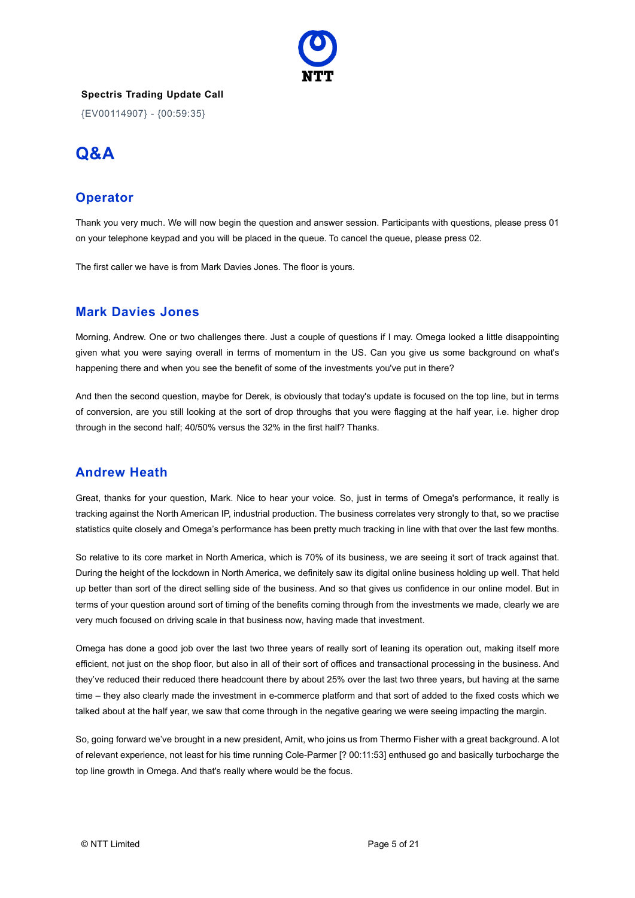**Spectris Trading Update Call**

{EV00114907} - {00:59:35}

# Q&A

## Operator

Thank you very much. We will now begin the question and answer session. Participants with questions, please press 01 on your telephone keypad and you will be placed in the queue. To cancel the queue, please press 02.

The first caller we have is from Mark Davies Jones. The floor is yours.

## Mark Davies Jones

Morning, Andrew. One or two challenges there. Just a couple of questions if I may. Omega looked a little disappointing given what you were saying overall in terms of momentum in the US. Can you give us some background on what's happening there and when you see the benefit of some of the investments you've put in there?

And then the second question, maybe for Derek, is obviously that today's update is focused on the top line, but in terms of conversion, are you still looking at the sort of drop throughs that you were flagging at the half year, i.e. higher drop through in the second half; 40/50% versus the 32% in the first half? Thanks.

## Andrew Heath

Great, thanks for your question, Mark. Nice to hear your voice. So, just in terms of Omega's performance, it really is tracking against the North American IP, industrial production. The business correlates very strongly to that, so we practise statistics quite closely and Omega's performance has been pretty much tracking in line with that over the last few months.

So relative to its core market in North America, which is 70% of its business, we are seeing it sort of track against that. During the height of the lockdown in North America, we definitely saw its digital online business holding up well. That held up better than sort of the direct selling side of the business. And so that gives us confidence in our online model. But in terms of your question around sort of timing of the benefits coming through from the investments we made, clearly we are very much focused on driving scale in that business now, having made that investment.

Omega has done a good job over the last two three years of really sort of leaning its operation out, making itself more efficient, not just on the shop floor, but also in all of their sort of offices and transactional processing in the business. And they've reduced their reduced there headcount there by about 25% over the last two three years, but having at the same time – they also clearly made the investment in e-commerce platform and that sort of added to the fixed costs which we talked about at the half year, we saw that come through in the negative gearing we were seeing impacting the margin.

So, going forward we've brought in a new president, Amit, who joins us from Thermo Fisher with a great background. A lot of relevant experience, not least for his time running Cole-Parmer [? 00:11:53] enthused go and basically turbocharge the top line growth in Omega. And that's really where would be the focus.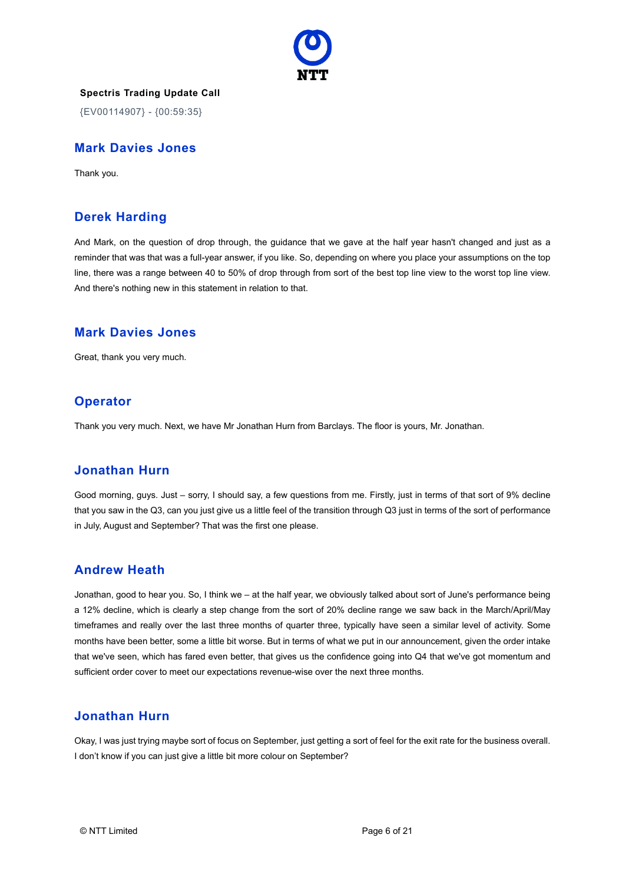**Spectris Trading Update Call**

{EV00114907} - {00:59:35}

## Mark Davies Jones

Thank you.

## Derek Harding

And Mark, on the question of drop through, the guidance that we gave at the half year hasn't changed and just as a reminder that was that was a full-year answer, if you like. So, depending on where you place your assumptions on the top line, there was a range between 40 to 50% of drop through from sort of the best top line view to the worst top line view. And there's nothing new in this statement in relation to that.

## Mark Davies Jones

Great, thank you very much.

## Operator

Thank you very much. Next, we have Mr Jonathan Hurn from Barclays. The floor is yours, Mr. Jonathan.

## Jonathan Hurn

Good morning, guys. Just – sorry, I should say, a few questions from me. Firstly, just in terms of that sort of 9% decline that you saw in the Q3, can you just give us a little feel of the transition through Q3 just in terms of the sort of performance in July, August and September? That was the first one please.

## Andrew Heath

Jonathan, good to hear you. So, I think we – at the half year, we obviously talked about sort of June's performance being a 12% decline, which is clearly a step change from the sort of 20% decline range we saw back in the March/April/May timeframes and really over the last three months of quarter three, typically have seen a similar level of activity. Some months have been better, some a little bit worse. But in terms of what we put in our announcement, given the order intake that we've seen, which has fared even better, that gives us the confidence going into Q4 that we've got momentum and sufficient order cover to meet our expectations revenue-wise over the next three months.

## Jonathan Hurn

Okay, I was just trying maybe sort of focus on September, just getting a sort of feel for the exit rate for the business overall. I don't know if you can just give a little bit more colour on September?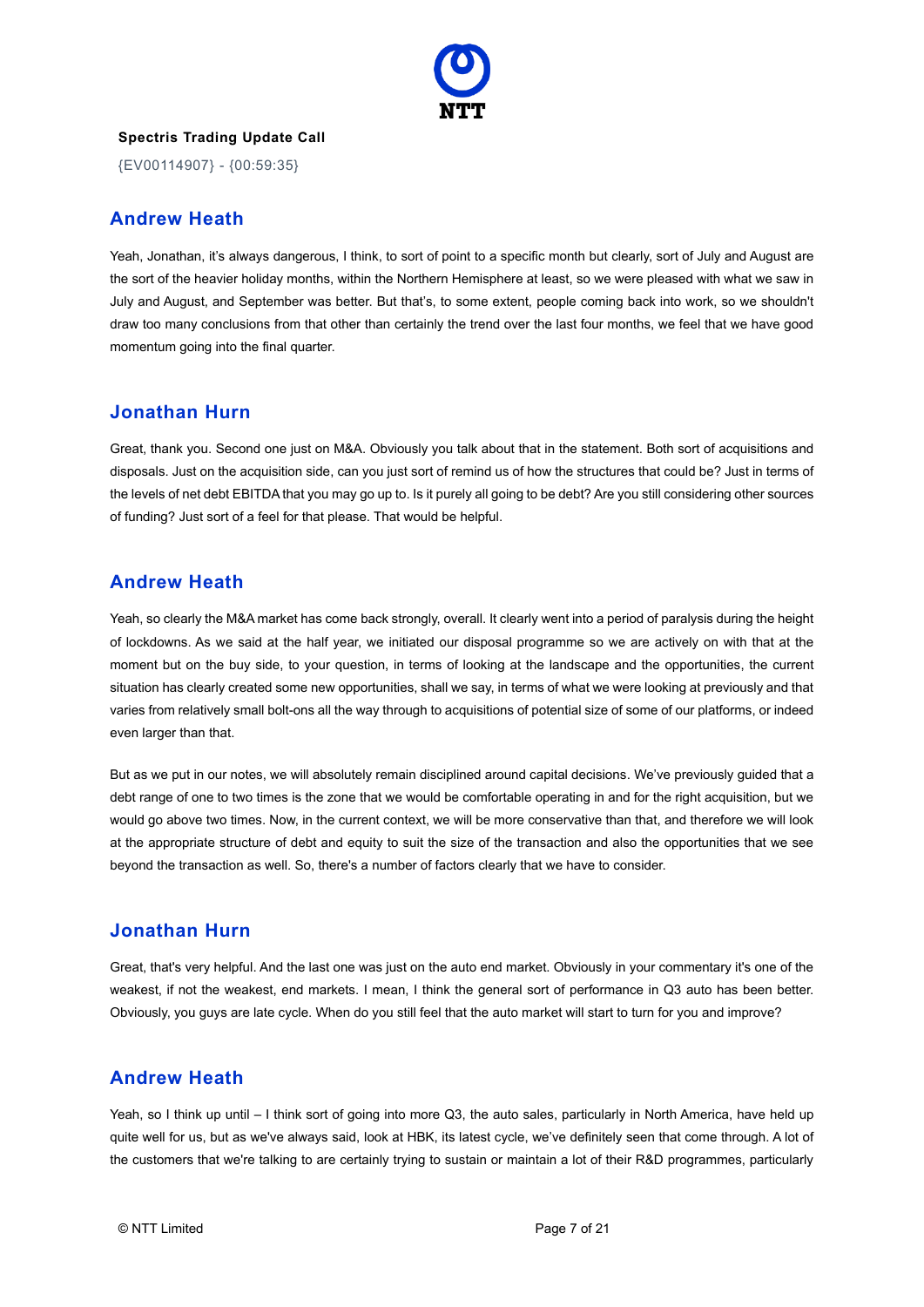## Andrew Heath

Yeah, Jonathan, it's always dangerous, I think, to sort of point to a specific month but clearly, sort of July and August are the sort of the heavier holiday months, within the Northern Hemisphere at least, so we were pleased with what we saw in July and August, and September was better. But that's, to some extent, people coming back into work, so we shouldn't draw too many conclusions from that other than certainly the trend over the last four months, we feel that we have good momentum going into the final quarter.

## Jonathan Hurn

Great, thank you. Second one just on M&A. Obviously you talk about that in the statement. Both sort of acquisitions and disposals. Just on the acquisition side, can you just sort of remind us of how the structures that could be? Just in terms of the levels of net debt EBITDA that you may go up to. Is it purely all going to be debt? Are you still considering other sources of funding? Just sort of a feel for that please. That would be helpful.

## Andrew Heath

Yeah, so clearly the M&A market has come back strongly, overall. It clearly went into a period of paralysis during the height of lockdowns. As we said at the half year, we initiated our disposal programme so we are actively on with that at the moment but on the buy side, to your question, in terms of looking at the landscape and the opportunities, the current situation has clearly created some new opportunities, shall we say, in terms of what we were looking at previously and that varies from relatively small bolt-ons all the way through to acquisitions of potential size of some of our platforms, or indeed even larger than that.

But as we put in our notes, we will absolutely remain disciplined around capital decisions. We've previously guided that a debt range of one to two times is the zone that we would be comfortable operating in and for the right acquisition, but we would go above two times. Now, in the current context, we will be more conservative than that, and therefore we will look at the appropriate structure of debt and equity to suit the size of the transaction and also the opportunities that we see beyond the transaction as well. So, there's a number of factors clearly that we have to consider.

## Jonathan Hurn

Great, that's very helpful. And the last one was just on the auto end market. Obviously in your commentary it's one of the weakest, if not the weakest, end markets. I mean, I think the general sort of performance in Q3 auto has been better. Obviously, you guys are late cycle. When do you still feel that the auto market will start to turn for you and improve?

## Andrew Heath

Yeah, so I think up until – I think sort of going into more Q3, the auto sales, particularly in North America, have held up quite well for us, but as we've always said, look at HBK, its latest cycle, we've definitely seen that come through. A lot of the customers that we're talking to are certainly trying to sustain or maintain a lot of their R&D programmes, particularly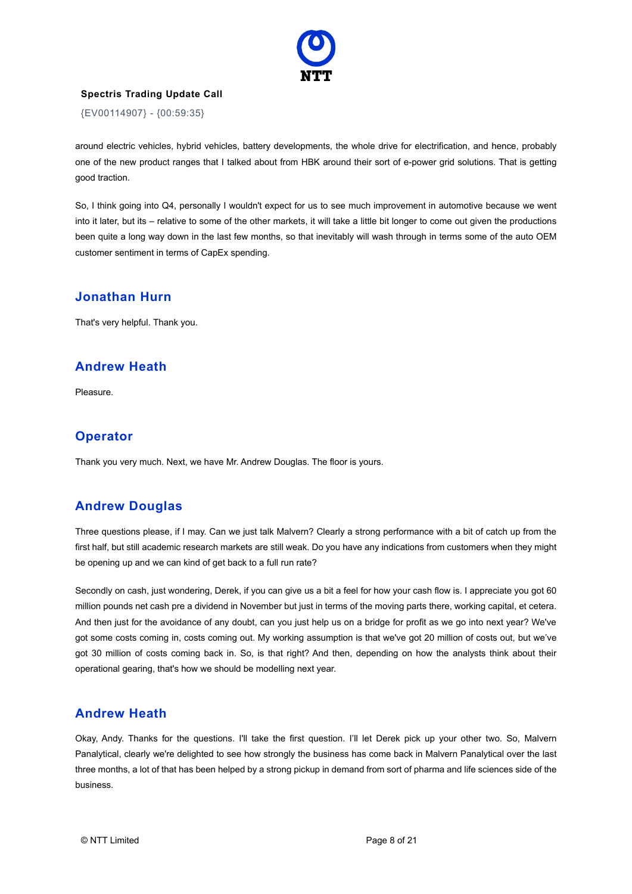around electric vehicles, hybrid vehicles, battery developments, the whole drive for electrification, and hence, probably one of the new product ranges that I talked about from HBK around their sort of e-power grid solutions. That is getting good traction.

So, I think going into Q4, personally I wouldn't expect for us to see much improvement in automotive because we went into it later, but its – relative to some of the other markets, it will take a little bit longer to come out given the productions been quite a long way down in the last few months, so that inevitably will wash through in terms some of the auto OEM customer sentiment in terms of CapEx spending.

## Jonathan Hurn

That's very helpful. Thank you.

## Andrew Heath

Pleasure.

## Operator

Thank you very much. Next, we have Mr. Andrew Douglas. The floor is yours.

## Andrew Douglas

Three questions please, if I may. Can we just talk Malvern? Clearly a strong performance with a bit of catch up from the first half, but still academic research markets are still weak. Do you have any indications from customers when they might be opening up and we can kind of get back to a full run rate?

Secondly on cash, just wondering, Derek, if you can give us a bit a feel for how your cash flow is. I appreciate you got 60 million pounds net cash pre a dividend in November but just in terms of the moving parts there, working capital, et cetera. And then just for the avoidance of any doubt, can you just help us on a bridge for profit as we go into next year? We've got some costs coming in, costs coming out. My working assumption is that we've got 20 million of costs out, but we've got 30 million of costs coming back in. So, is that right? And then, depending on how the analysts think about their operational gearing, that's how we should be modelling next year.

## Andrew Heath

Okay, Andy. Thanks for the questions. I'll take the first question. I'll let Derek pick up your other two. So, Malvern Panalytical, clearly we're delighted to see how strongly the business has come back in Malvern Panalytical over the last three months, a lot of that has been helped by a strong pickup in demand from sort of pharma and life sciences side of the business.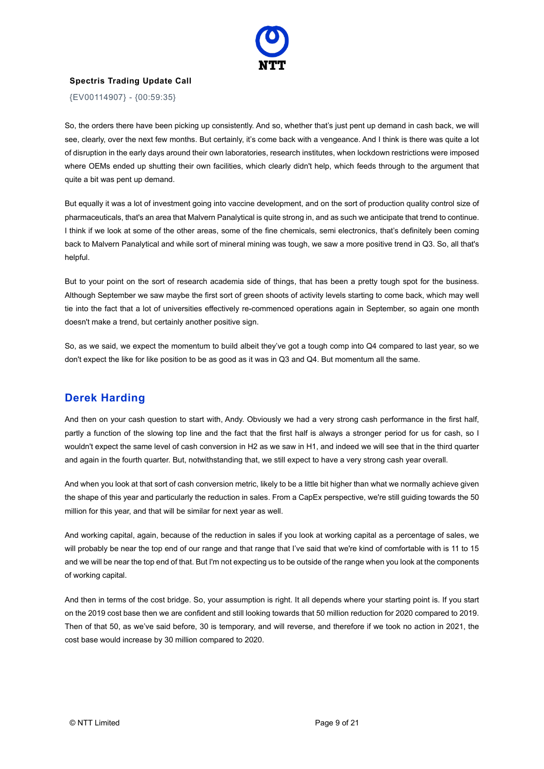So, the orders there have been picking up consistently. And so, whether that's just pent up demand in cash back, we will see, clearly, over the next few months. But certainly, it's come back with a vengeance. And I think is there was quite a lot of disruption in the early days around their own laboratories, research institutes, when lockdown restrictions were imposed where OEMs ended up shutting their own facilities, which clearly didn't help, which feeds through to the argument that quite a bit was pent up demand.

But equally it was a lot of investment going into vaccine development, and on the sort of production quality control size of pharmaceuticals, that's an area that Malvern Panalytical is quite strong in, and as such we anticipate that trend to continue. I think if we look at some of the other areas, some of the fine chemicals, semi electronics, that's definitely been coming back to Malvern Panalytical and while sort of mineral mining was tough, we saw a more positive trend in Q3. So, all that's helpful.

But to your point on the sort of research academia side of things, that has been a pretty tough spot for the business. Although September we saw maybe the first sort of green shoots of activity levels starting to come back, which may well tie into the fact that a lot of universities effectively re-commenced operations again in September, so again one month doesn't make a trend, but certainly another positive sign.

So, as we said, we expect the momentum to build albeit they've got a tough comp into Q4 compared to last year, so we don't expect the like for like position to be as good as it was in Q3 and Q4. But momentum all the same.

## Derek Harding

And then on your cash question to start with, Andy. Obviously we had a very strong cash performance in the first half, partly a function of the slowing top line and the fact that the first half is always a stronger period for us for cash, so I wouldn't expect the same level of cash conversion in H2 as we saw in H1, and indeed we will see that in the third quarter and again in the fourth quarter. But, notwithstanding that, we still expect to have a very strong cash year overall.

And when you look at that sort of cash conversion metric, likely to be a little bit higher than what we normally achieve given the shape of this year and particularly the reduction in sales. From a CapEx perspective, we're still guiding towards the 50 million for this year, and that will be similar for next year as well.

And working capital, again, because of the reduction in sales if you look at working capital as a percentage of sales, we will probably be near the top end of our range and that range that I've said that we're kind of comfortable with is 11 to 15 and we will be near the top end of that. But I'm not expecting us to be outside of the range when you look at the components of working capital.

And then in terms of the cost bridge. So, your assumption is right. It all depends where your starting point is. If you start on the 2019 cost base then we are confident and still looking towards that 50 million reduction for 2020 compared to 2019. Then of that 50, as we've said before, 30 is temporary, and will reverse, and therefore if we took no action in 2021, the cost base would increase by 30 million compared to 2020.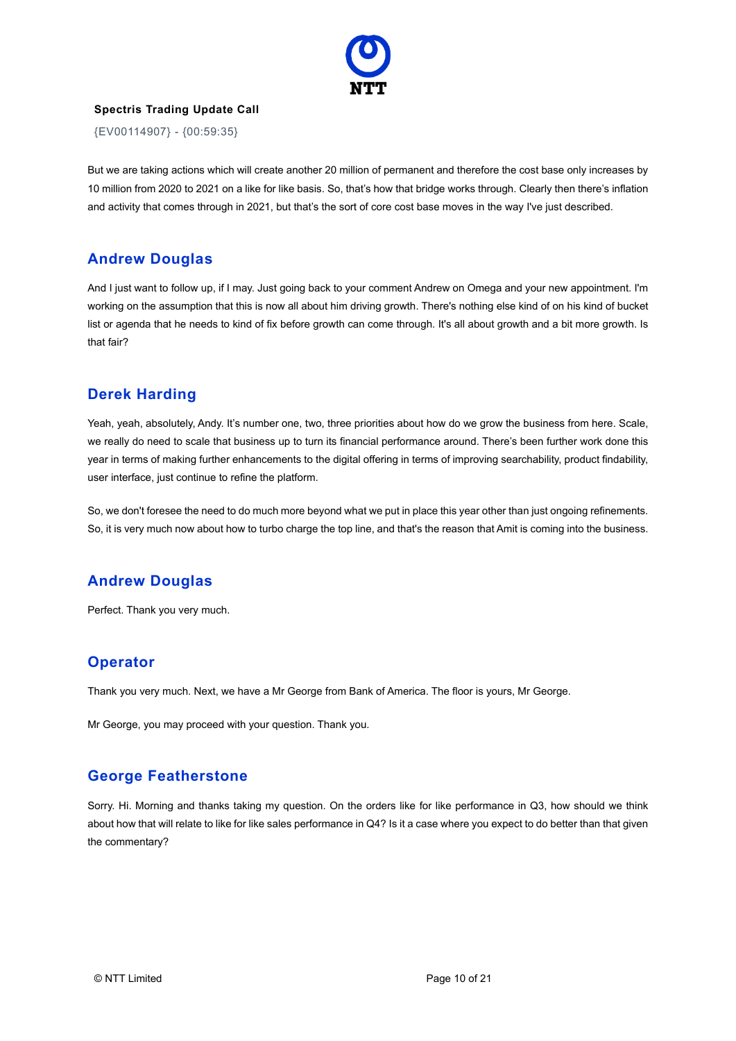But we are taking actions which will create another 20 million of permanent and therefore the cost base only increases by 10 million from 2020 to 2021 on a like for like basis. So, that's how that bridge works through. Clearly then there's inflation and activity that comes through in 2021, but that's the sort of core cost base moves in the way I've just described.

## Andrew Douglas

And I just want to follow up, if I may. Just going back to your comment Andrew on Omega and your new appointment. I'm working on the assumption that this is now all about him driving growth. There's nothing else kind of on his kind of bucket list or agenda that he needs to kind of fix before growth can come through. It's all about growth and a bit more growth. Is that fair?

## Derek Harding

Yeah, yeah, absolutely, Andy. It's number one, two, three priorities about how do we grow the business from here. Scale, we really do need to scale that business up to turn its financial performance around. There's been further work done this year in terms of making further enhancements to the digital offering in terms of improving searchability, product findability, user interface, just continue to refine the platform.

So, we don't foresee the need to do much more beyond what we put in place this year other than just ongoing refinements. So, it is very much now about how to turbo charge the top line, and that's the reason that Amit is coming into the business.

## Andrew Douglas

Perfect. Thank you very much.

## Operator

Thank you very much. Next, we have a Mr George from Bank of America. The floor is yours, Mr George.

Mr George, you may proceed with your question. Thank you.

## George Featherstone

Sorry. Hi. Morning and thanks taking my question. On the orders like for like performance in Q3, how should we think about how that will relate to like for like sales performance in Q4? Is it a case where you expect to do better than that given the commentary?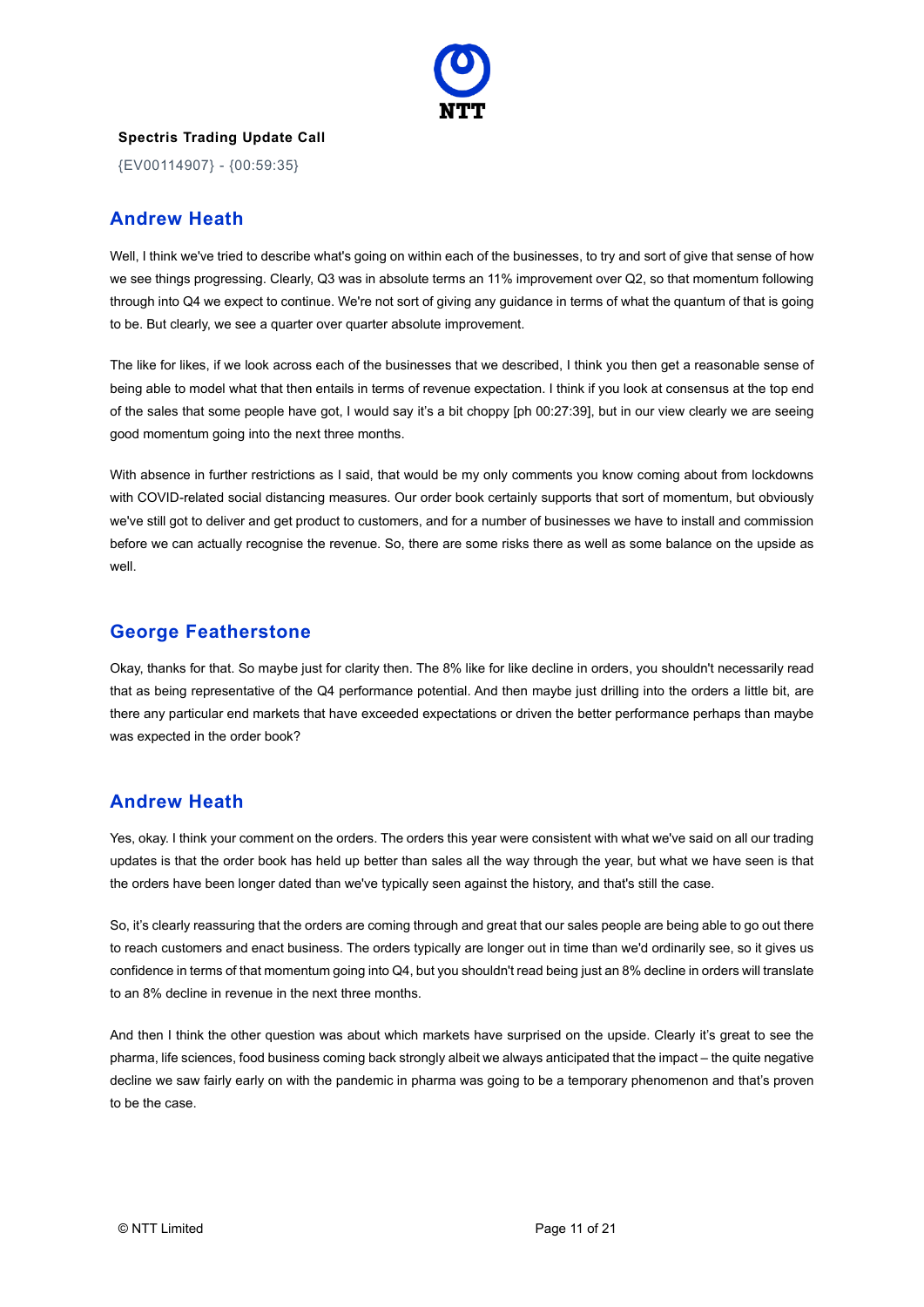## Andrew Heath

Well, I think we've tried to describe what's going on within each of the businesses, to try and sort of give that sense of how we see things progressing. Clearly, Q3 was in absolute terms an 11% improvement over Q2, so that momentum following through into Q4 we expect to continue. We're not sort of giving any guidance in terms of what the quantum of that is going to be. But clearly, we see a quarter over quarter absolute improvement.

The like for likes, if we look across each of the businesses that we described, I think you then get a reasonable sense of being able to model what that then entails in terms of revenue expectation. I think if you look at consensus at the top end of the sales that some people have got, I would say it's a bit choppy [ph 00:27:39], but in our view clearly we are seeing good momentum going into the next three months.

With absence in further restrictions as I said, that would be my only comments you know coming about from lockdowns with COVID-related social distancing measures. Our order book certainly supports that sort of momentum, but obviously we've still got to deliver and get product to customers, and for a number of businesses we have to install and commission before we can actually recognise the revenue. So, there are some risks there as well as some balance on the upside as well.

## George Featherstone

Okay, thanks for that. So maybe just for clarity then. The 8% like for like decline in orders, you shouldn't necessarily read that as being representative of the Q4 performance potential. And then maybe just drilling into the orders a little bit, are there any particular end markets that have exceeded expectations or driven the better performance perhaps than maybe was expected in the order book?

## Andrew Heath

Yes, okay. I think your comment on the orders. The orders this year were consistent with what we've said on all our trading updates is that the order book has held up better than sales all the way through the year, but what we have seen is that the orders have been longer dated than we've typically seen against the history, and that's still the case.

So, it's clearly reassuring that the orders are coming through and great that our sales people are being able to go out there to reach customers and enact business. The orders typically are longer out in time than we'd ordinarily see, so it gives us confidence in terms of that momentum going into Q4, but you shouldn't read being just an 8% decline in orders will translate to an 8% decline in revenue in the next three months.

And then I think the other question was about which markets have surprised on the upside. Clearly it's great to see the pharma, life sciences, food business coming back strongly albeit we always anticipated that the impact – the quite negative decline we saw fairly early on with the pandemic in pharma was going to be a temporary phenomenon and that's proven to be the case.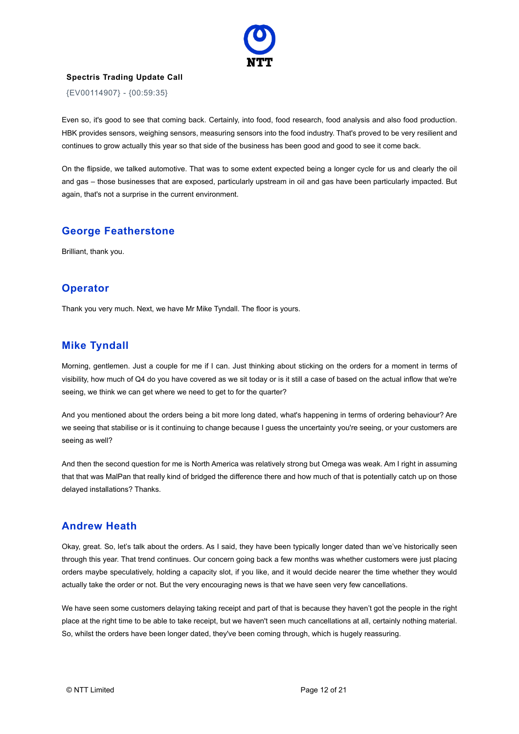Even so, it's good to see that coming back. Certainly, into food, food research, food analysis and also food production. HBK provides sensors, weighing sensors, measuring sensors into the food industry. That's proved to be very resilient and continues to grow actually this year so that side of the business has been good and good to see it come back.

On the flipside, we talked automotive. That was to some extent expected being a longer cycle for us and clearly the oil and gas – those businesses that are exposed, particularly upstream in oil and gas have been particularly impacted. But again, that's not a surprise in the current environment.

## George Featherstone

Brilliant, thank you.

## Operator

Thank you very much. Next, we have Mr Mike Tyndall. The floor is yours.

## Mike Tyndall

Morning, gentlemen. Just a couple for me if I can. Just thinking about sticking on the orders for a moment in terms of visibility, how much of Q4 do you have covered as we sit today or is it still a case of based on the actual inflow that we're seeing, we think we can get where we need to get to for the quarter?

And you mentioned about the orders being a bit more long dated, what's happening in terms of ordering behaviour? Are we seeing that stabilise or is it continuing to change because I guess the uncertainty you're seeing, or your customers are seeing as well?

And then the second question for me is North America was relatively strong but Omega was weak. Am I right in assuming that that was MalPan that really kind of bridged the difference there and how much of that is potentially catch up on those delayed installations? Thanks.

## Andrew Heath

Okay, great. So, let's talk about the orders. As I said, they have been typically longer dated than we've historically seen through this year. That trend continues. Our concern going back a few months was whether customers were just placing orders maybe speculatively, holding a capacity slot, if you like, and it would decide nearer the time whether they would actually take the order or not. But the very encouraging news is that we have seen very few cancellations.

We have seen some customers delaying taking receipt and part of that is because they haven't got the people in the right place at the right time to be able to take receipt, but we haven't seen much cancellations at all, certainly nothing material. So, whilst the orders have been longer dated, they've been coming through, which is hugely reassuring.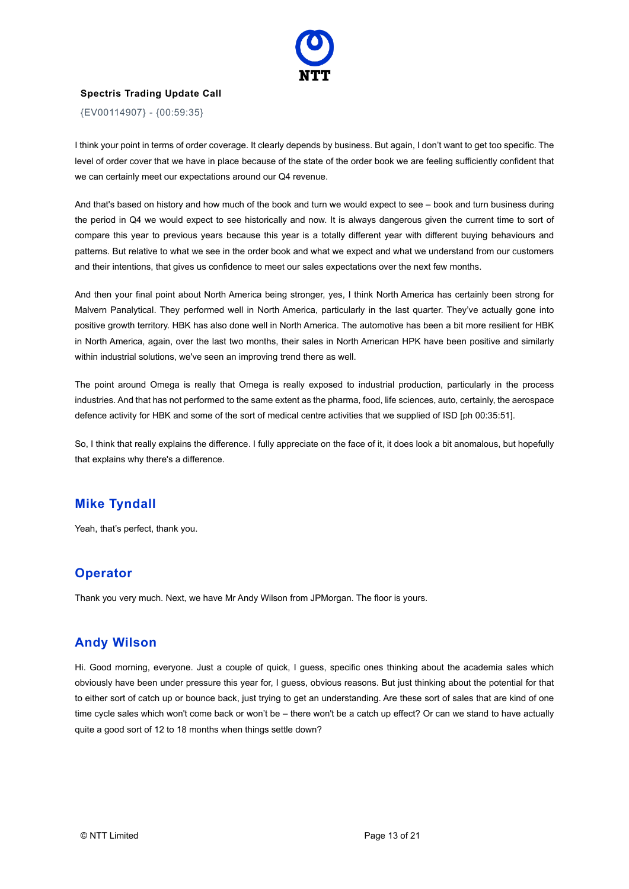I think your point in terms of order coverage. It clearly depends by business. But again, I don't want to get too specific. The level of order cover that we have in place because of the state of the order book we are feeling sufficiently confident that we can certainly meet our expectations around our Q4 revenue.

And that's based on history and how much of the book and turn we would expect to see – book and turn business during the period in Q4 we would expect to see historically and now. It is always dangerous given the current time to sort of compare this year to previous years because this year is a totally different year with different buying behaviours and patterns. But relative to what we see in the order book and what we expect and what we understand from our customers and their intentions, that gives us confidence to meet our sales expectations over the next few months.

And then your final point about North America being stronger, yes, I think North America has certainly been strong for Malvern Panalytical. They performed well in North America, particularly in the last quarter. They've actually gone into positive growth territory. HBK has also done well in North America. The automotive has been a bit more resilient for HBK in North America, again, over the last two months, their sales in North American HPK have been positive and similarly within industrial solutions, we've seen an improving trend there as well.

The point around Omega is really that Omega is really exposed to industrial production, particularly in the process industries. And that has not performed to the same extent as the pharma, food, life sciences, auto, certainly, the aerospace defence activity for HBK and some of the sort of medical centre activities that we supplied of ISD [ph 00:35:51].

So, I think that really explains the difference. I fully appreciate on the face of it, it does look a bit anomalous, but hopefully that explains why there's a difference.

## Mike Tyndall

Yeah, that's perfect, thank you.

## Operator

Thank you very much. Next, we have Mr Andy Wilson from JPMorgan. The floor is yours.

## Andy Wilson

Hi. Good morning, everyone. Just a couple of quick, I guess, specific ones thinking about the academia sales which obviously have been under pressure this year for, I guess, obvious reasons. But just thinking about the potential for that to either sort of catch up or bounce back, just trying to get an understanding. Are these sort of sales that are kind of one time cycle sales which won't come back or won't be – there won't be a catch up effect? Or can we stand to have actually quite a good sort of 12 to 18 months when things settle down?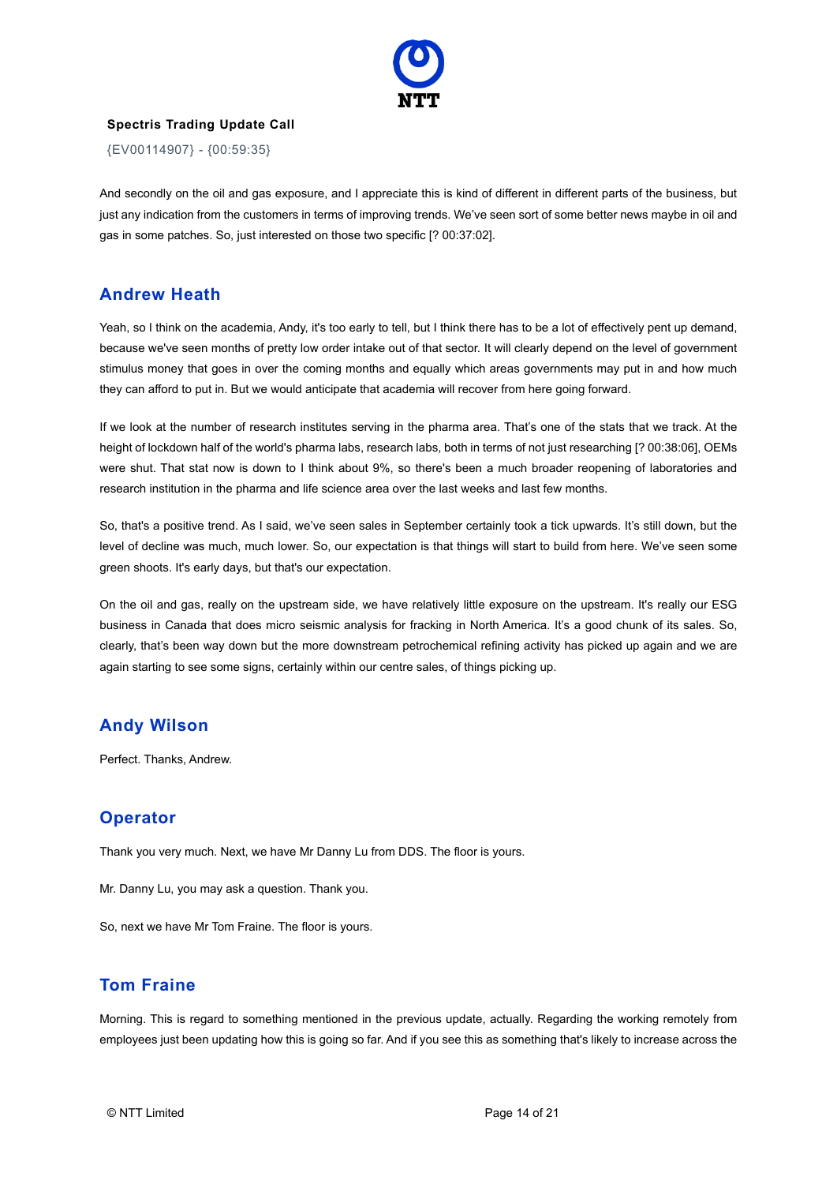And secondly on the oil and gas exposure, and I appreciate this is kind of different in different parts of the business, but just any indication from the customers in terms of improving trends. We've seen sort of some better news maybe in oil and gas in some patches. So, just interested on those two specific [? 00:37:02].

## Andrew Heath

Yeah, so I think on the academia, Andy, it's too early to tell, but I think there has to be a lot of effectively pent up demand, because we've seen months of pretty low order intake out of that sector. It will clearly depend on the level of government stimulus money that goes in over the coming months and equally which areas governments may put in and how much they can afford to put in. But we would anticipate that academia will recover from here going forward.

If we look at the number of research institutes serving in the pharma area. That's one of the stats that we track. At the height of lockdown half of the world's pharma labs, research labs, both in terms of not just researching [? 00:38:06], OEMs were shut. That stat now is down to I think about 9%, so there's been a much broader reopening of laboratories and research institution in the pharma and life science area over the last weeks and last few months.

So, that's a positive trend. As I said, we've seen sales in September certainly took a tick upwards. It's still down, but the level of decline was much, much lower. So, our expectation is that things will start to build from here. We've seen some green shoots. It's early days, but that's our expectation.

On the oil and gas, really on the upstream side, we have relatively little exposure on the upstream. It's really our ESG business in Canada that does micro seismic analysis for fracking in North America. It's a good chunk of its sales. So, clearly, that's been way down but the more downstream petrochemical refining activity has picked up again and we are again starting to see some signs, certainly within our centre sales, of things picking up.

## Andy Wilson

Perfect. Thanks, Andrew.

## Operator

Thank you very much. Next, we have Mr Danny Lu from DDS. The floor is yours.

Mr. Danny Lu, you may ask a question. Thank you.

So, next we have Mr Tom Fraine. The floor is yours.

## Tom Fraine

Morning. This is regard to something mentioned in the previous update, actually. Regarding the working remotely from employees just been updating how this is going so far. And if you see this as something that's likely to increase across the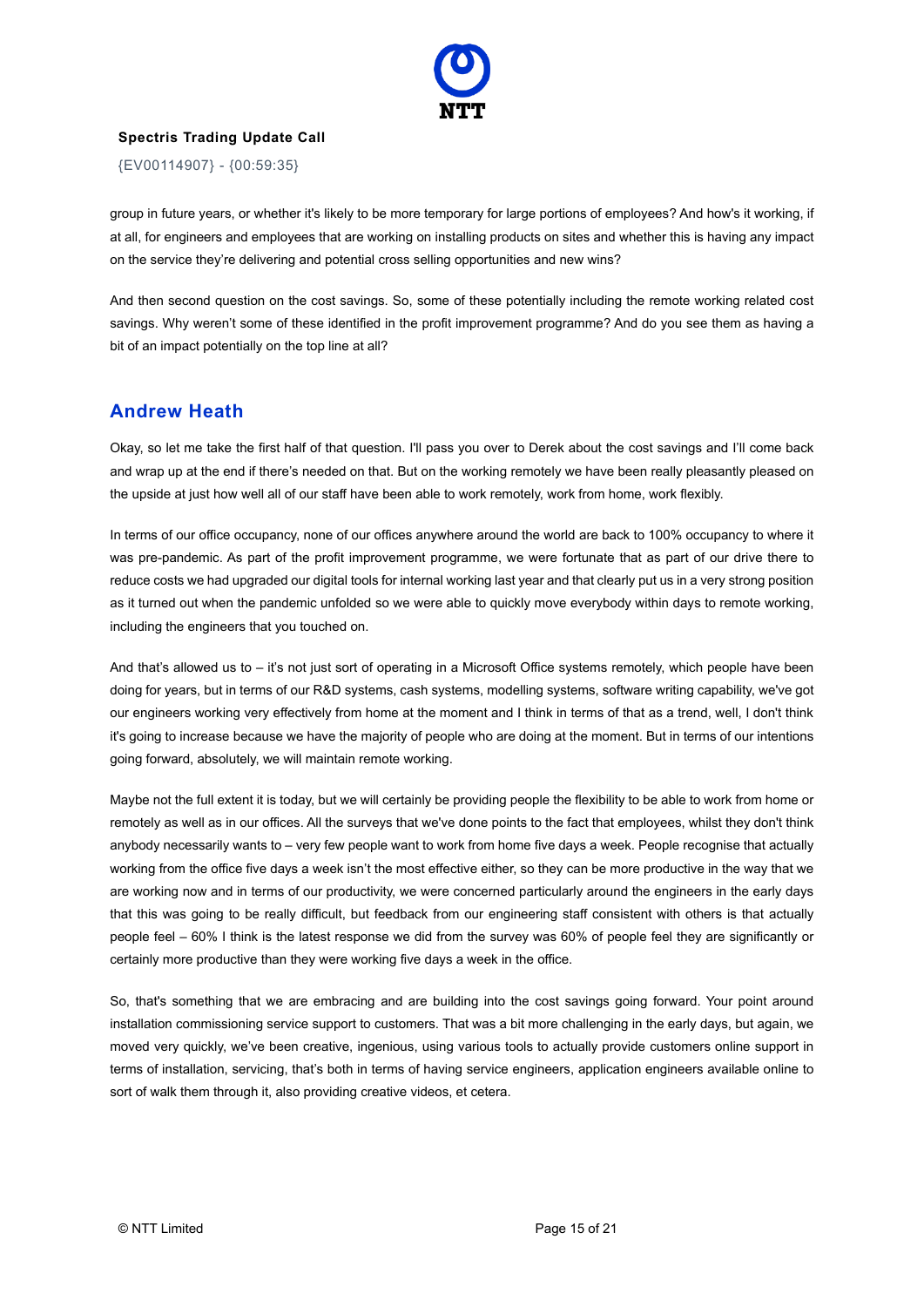group in future years, or whether it's likely to be more temporary for large portions of employees? And how's it working, if at all, for engineers and employees that are working on installing products on sites and whether this is having any impact on the service they're delivering and potential cross selling opportunities and new wins?

And then second question on the cost savings. So, some of these potentially including the remote working related cost savings. Why weren't some of these identified in the profit improvement programme? And do you see them as having a bit of an impact potentially on the top line at all?

## Andrew Heath

Okay, so let me take the first half of that question. I'll pass you over to Derek about the cost savings and I'll come back and wrap up at the end if there's needed on that. But on the working remotely we have been really pleasantly pleased on the upside at just how well all of our staff have been able to work remotely, work from home, work flexibly.

In terms of our office occupancy, none of our offices anywhere around the world are back to 100% occupancy to where it was pre-pandemic. As part of the profit improvement programme, we were fortunate that as part of our drive there to reduce costs we had upgraded our digital tools for internal working last year and that clearly put us in a very strong position as it turned out when the pandemic unfolded so we were able to quickly move everybody within days to remote working, including the engineers that you touched on.

And that's allowed us to – it's not just sort of operating in a Microsoft Office systems remotely, which people have been doing for years, but in terms of our R&D systems, cash systems, modelling systems, software writing capability, we've got our engineers working very effectively from home at the moment and I think in terms of that as a trend, well, I don't think it's going to increase because we have the majority of people who are doing at the moment. But in terms of our intentions going forward, absolutely, we will maintain remote working.

Maybe not the full extent it is today, but we will certainly be providing people the flexibility to be able to work from home or remotely as well as in our offices. All the surveys that we've done points to the fact that employees, whilst they don't think anybody necessarily wants to – very few people want to work from home five days a week. People recognise that actually working from the office five days a week isn't the most effective either, so they can be more productive in the way that we are working now and in terms of our productivity, we were concerned particularly around the engineers in the early days that this was going to be really difficult, but feedback from our engineering staff consistent with others is that actually people feel – 60% I think is the latest response we did from the survey was 60% of people feel they are significantly or certainly more productive than they were working five days a week in the office.

So, that's something that we are embracing and are building into the cost savings going forward. Your point around installation commissioning service support to customers. That was a bit more challenging in the early days, but again, we moved very quickly, we've been creative, ingenious, using various tools to actually provide customers online support in terms of installation, servicing, that's both in terms of having service engineers, application engineers available online to sort of walk them through it, also providing creative videos, et cetera.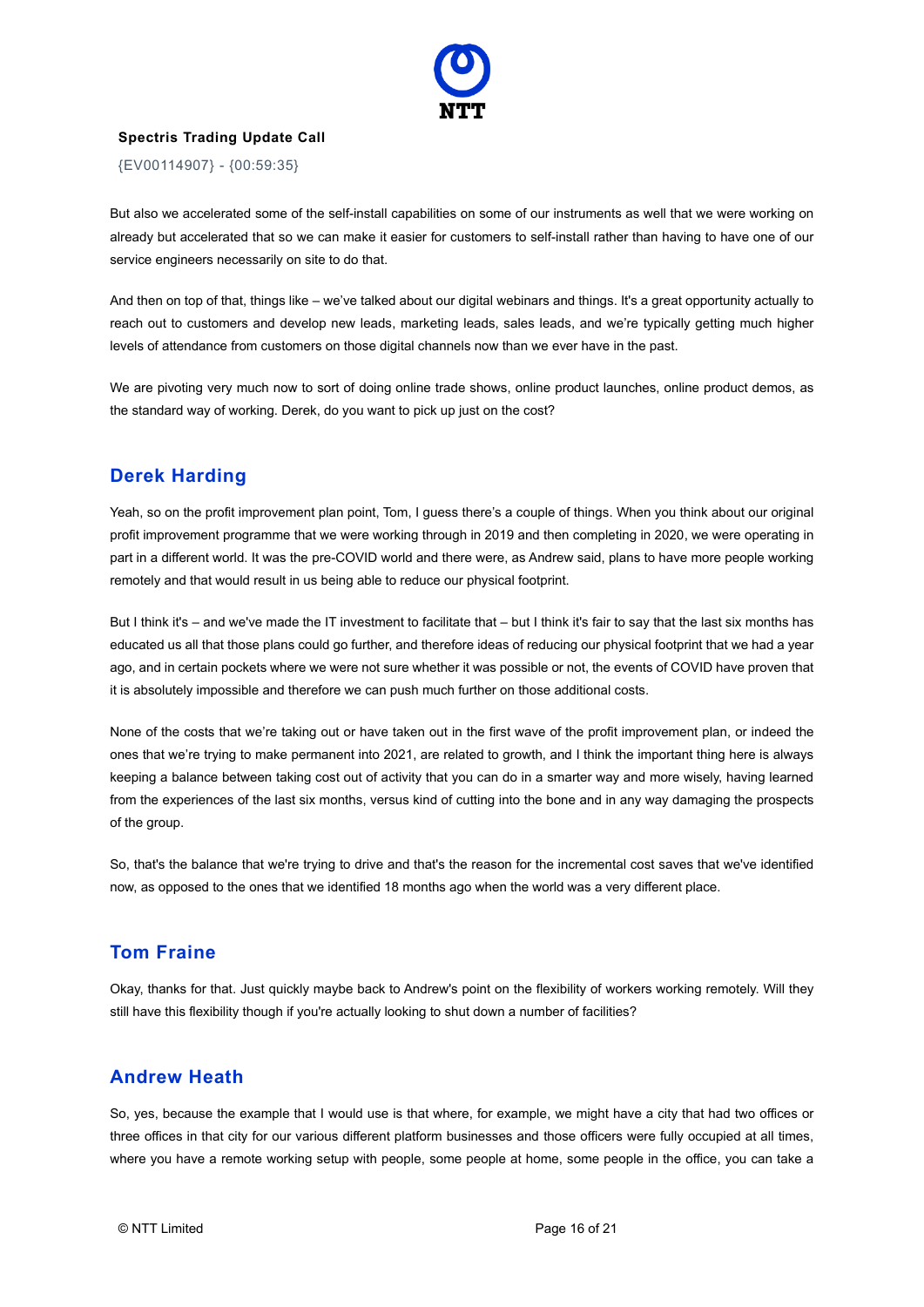But also we accelerated some of the self-install capabilities on some of our instruments as well that we were working on already but accelerated that so we can make it easier for customers to self-install rather than having to have one of our service engineers necessarily on site to do that.

And then on top of that, things like – we've talked about our digital webinars and things. It's a great opportunity actually to reach out to customers and develop new leads, marketing leads, sales leads, and we're typically getting much higher levels of attendance from customers on those digital channels now than we ever have in the past.

We are pivoting very much now to sort of doing online trade shows, online product launches, online product demos, as the standard way of working. Derek, do you want to pick up just on the cost?

## Derek Harding

Yeah, so on the profit improvement plan point, Tom, I guess there's a couple of things. When you think about our original profit improvement programme that we were working through in 2019 and then completing in 2020, we were operating in part in a different world. It was the pre-COVID world and there were, as Andrew said, plans to have more people working remotely and that would result in us being able to reduce our physical footprint.

But I think it's – and we've made the IT investment to facilitate that – but I think it's fair to say that the last six months has educated us all that those plans could go further, and therefore ideas of reducing our physical footprint that we had a year ago, and in certain pockets where we were not sure whether it was possible or not, the events of COVID have proven that it is absolutely impossible and therefore we can push much further on those additional costs.

None of the costs that we're taking out or have taken out in the first wave of the profit improvement plan, or indeed the ones that we're trying to make permanent into 2021, are related to growth, and I think the important thing here is always keeping a balance between taking cost out of activity that you can do in a smarter way and more wisely, having learned from the experiences of the last six months, versus kind of cutting into the bone and in any way damaging the prospects of the group.

So, that's the balance that we're trying to drive and that's the reason for the incremental cost saves that we've identified now, as opposed to the ones that we identified 18 months ago when the world was a very different place.

## Tom Fraine

Okay, thanks for that. Just quickly maybe back to Andrew's point on the flexibility of workers working remotely. Will they still have this flexibility though if you're actually looking to shut down a number of facilities?

## Andrew Heath

So, yes, because the example that I would use is that where, for example, we might have a city that had two offices or three offices in that city for our various different platform businesses and those officers were fully occupied at all times, where you have a remote working setup with people, some people at home, some people in the office, you can take a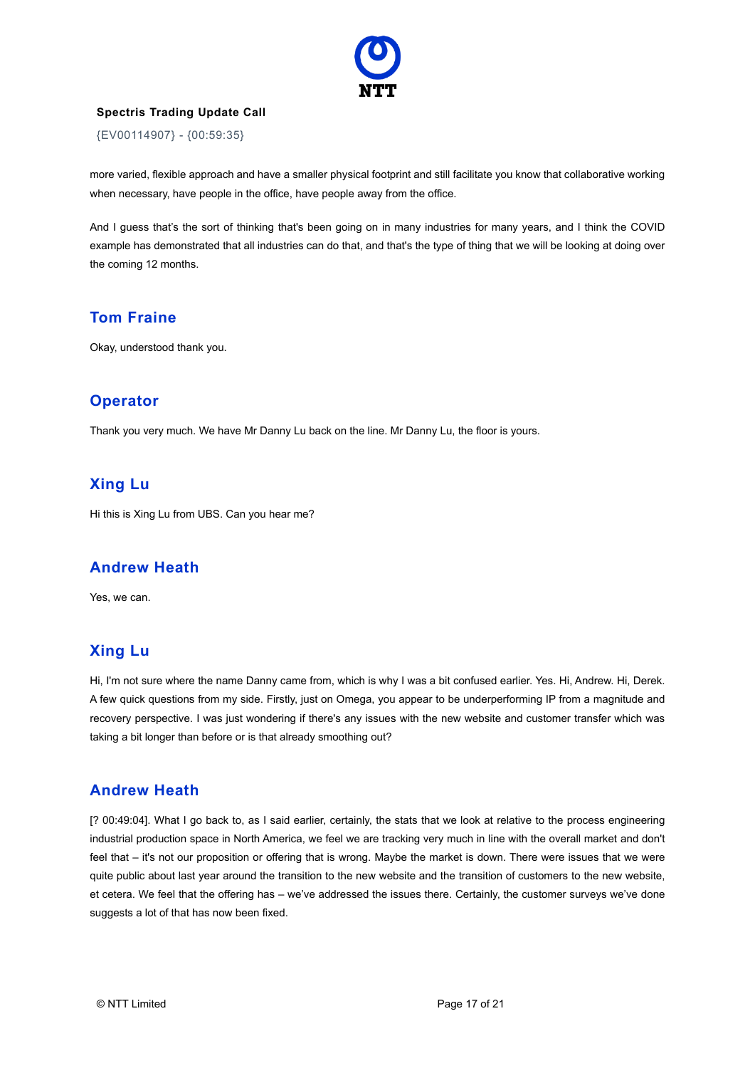more varied, flexible approach and have a smaller physical footprint and still facilitate you know that collaborative working when necessary, have people in the office, have people away from the office.

And I guess that's the sort of thinking that's been going on in many industries for many years, and I think the COVID example has demonstrated that all industries can do that, and that's the type of thing that we will be looking at doing over the coming 12 months.

## Tom Fraine

Okay, understood thank you.

## Operator

Thank you very much. We have Mr Danny Lu back on the line. Mr Danny Lu, the floor is yours.

## Xing Lu

Hi this is Xing Lu from UBS. Can you hear me?

## Andrew Heath

Yes, we can.

## Xing Lu

Hi, I'm not sure where the name Danny came from, which is why I was a bit confused earlier. Yes. Hi, Andrew. Hi, Derek. A few quick questions from my side. Firstly, just on Omega, you appear to be underperforming IP from a magnitude and recovery perspective. I was just wondering if there's any issues with the new website and customer transfer which was taking a bit longer than before or is that already smoothing out?

## Andrew Heath

[? 00:49:04]. What I go back to, as I said earlier, certainly, the stats that we look at relative to the process engineering industrial production space in North America, we feel we are tracking very much in line with the overall market and don't feel that – it's not our proposition or offering that is wrong. Maybe the market is down. There were issues that we were quite public about last year around the transition to the new website and the transition of customers to the new website, et cetera. We feel that the offering has – we've addressed the issues there. Certainly, the customer surveys we've done suggests a lot of that has now been fixed.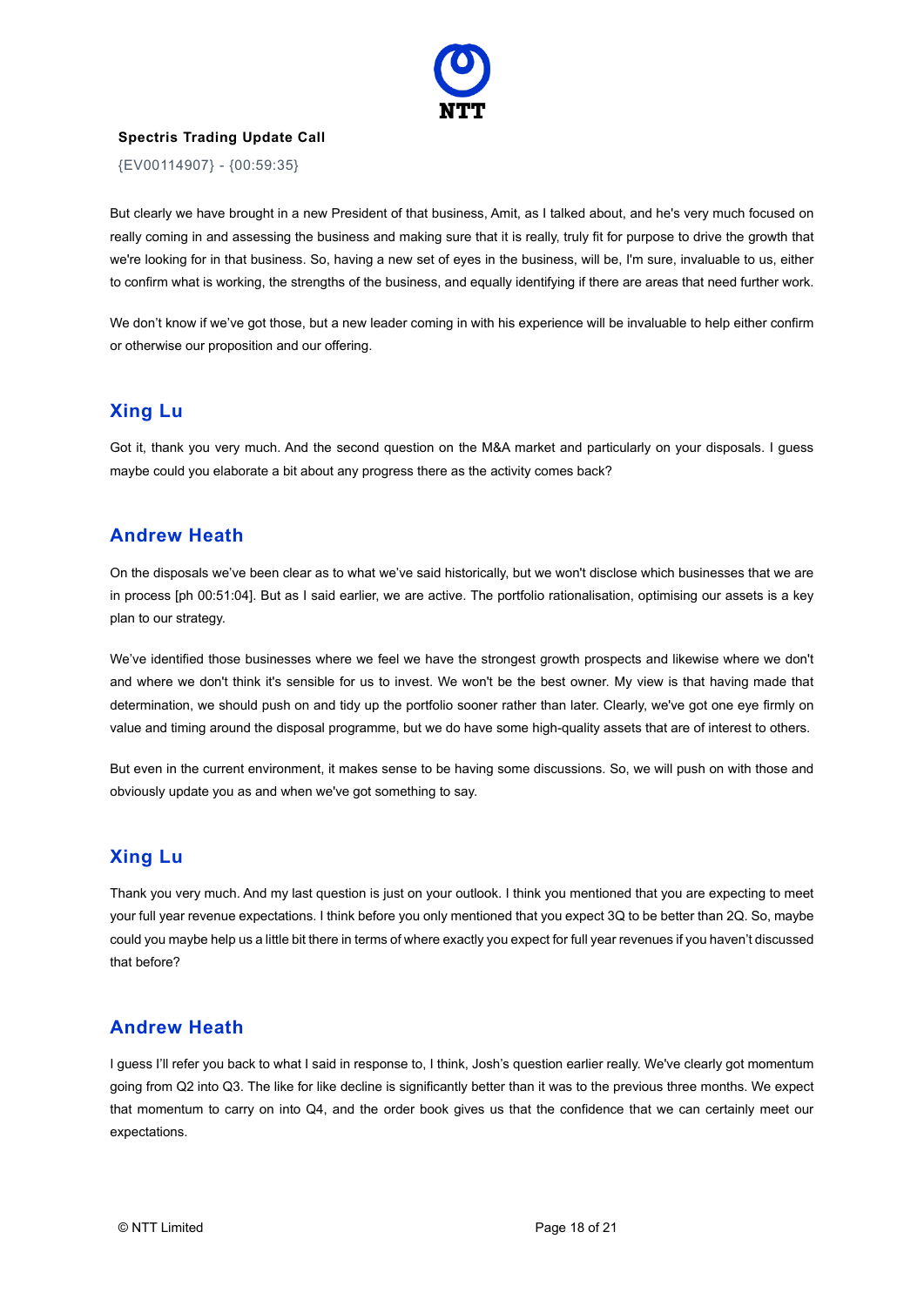But clearly we have brought in a new President of that business, Amit, as I talked about, and he's very much focused on really coming in and assessing the business and making sure that it is really, truly fit for purpose to drive the growth that we're looking for in that business. So, having a new set of eyes in the business, will be, I'm sure, invaluable to us, either to confirm what is working, the strengths of the business, and equally identifying if there are areas that need further work.

We don't know if we've got those, but a new leader coming in with his experience will be invaluable to help either confirm or otherwise our proposition and our offering.

## Xing Lu

Got it, thank you very much. And the second question on the M&A market and particularly on your disposals. I guess maybe could you elaborate a bit about any progress there as the activity comes back?

## Andrew Heath

On the disposals we've been clear as to what we've said historically, but we won't disclose which businesses that we are in process [ph 00:51:04]. But as I said earlier, we are active. The portfolio rationalisation, optimising our assets is a key plan to our strategy.

We've identified those businesses where we feel we have the strongest growth prospects and likewise where we don't and where we don't think it's sensible for us to invest. We won't be the best owner. My view is that having made that determination, we should push on and tidy up the portfolio sooner rather than later. Clearly, we've got one eye firmly on value and timing around the disposal programme, but we do have some high-quality assets that are of interest to others.

But even in the current environment, it makes sense to be having some discussions. So, we will push on with those and obviously update you as and when we've got something to say.

## Xing Lu

Thank you very much. And my last question is just on your outlook. I think you mentioned that you are expecting to meet your full year revenue expectations. I think before you only mentioned that you expect 3Q to be better than 2Q. So, maybe could you maybe help us a little bit there in terms of where exactly you expect for full year revenues if you haven't discussed that before?

## Andrew Heath

I guess I'll refer you back to what I said in response to, I think, Josh's question earlier really. We've clearly got momentum going from Q2 into Q3. The like for like decline is significantly better than it was to the previous three months. We expect that momentum to carry on into Q4, and the order book gives us that the confidence that we can certainly meet our expectations.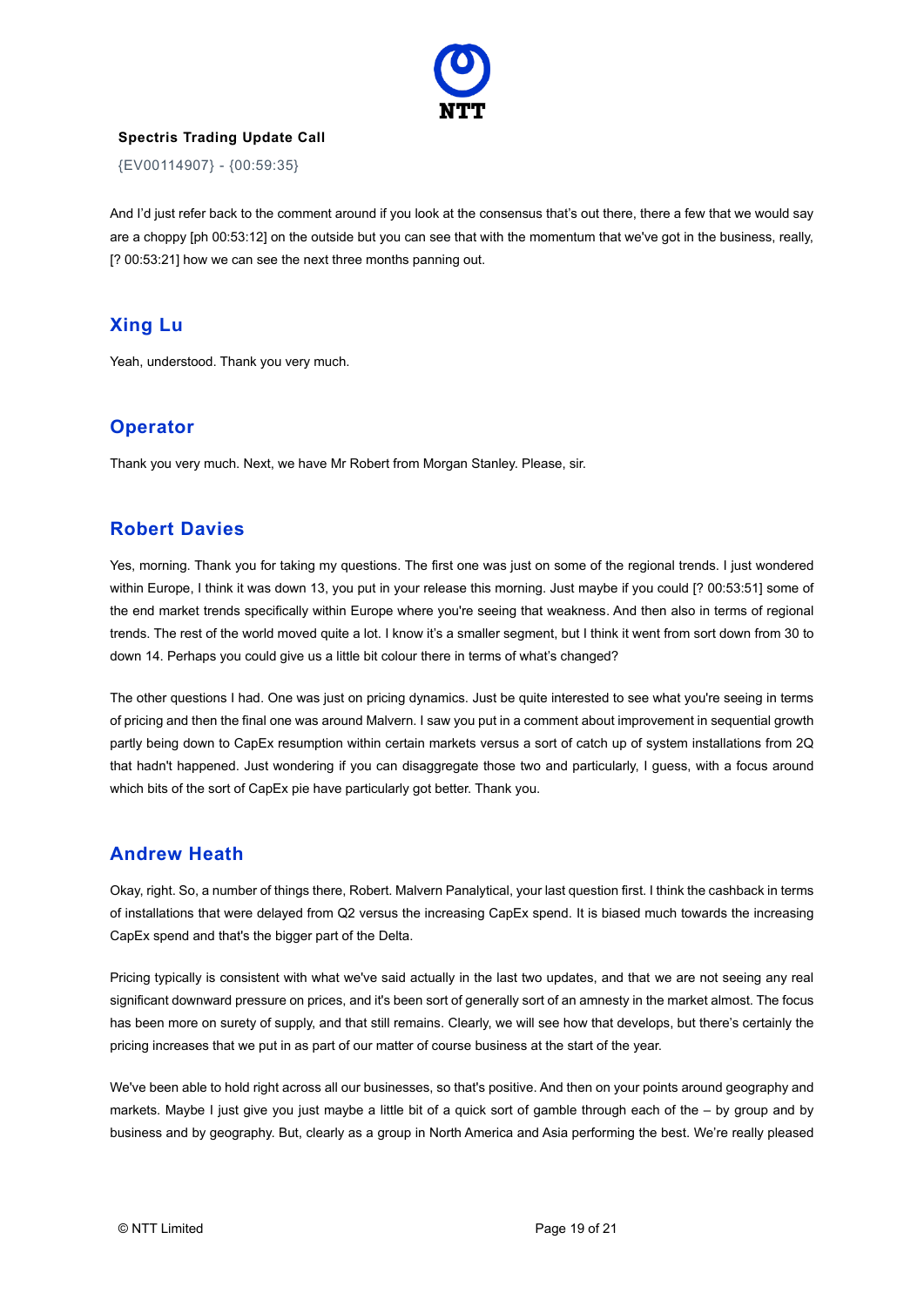And I'd just refer back to the comment around if you look at the consensus that's out there, there a few that we would say are a choppy [ph 00:53:12] on the outside but you can see that with the momentum that we've got in the business, really, [? 00:53:21] how we can see the next three months panning out.

## Xing Lu

Yeah, understood. Thank you very much.

## Operator

Thank you very much. Next, we have Mr Robert from Morgan Stanley. Please, sir.

## Robert Davies

Yes, morning. Thank you for taking my questions. The first one was just on some of the regional trends. I just wondered within Europe, I think it was down 13, you put in your release this morning. Just maybe if you could [? 00:53:51] some of the end market trends specifically within Europe where you're seeing that weakness. And then also in terms of regional trends. The rest of the world moved quite a lot. I know it's a smaller segment, but I think it went from sort down from 30 to down 14. Perhaps you could give us a little bit colour there in terms of what's changed?

The other questions I had. One was just on pricing dynamics. Just be quite interested to see what you're seeing in terms of pricing and then the final one was around Malvern. I saw you put in a comment about improvement in sequential growth partly being down to CapEx resumption within certain markets versus a sort of catch up of system installations from 2Q that hadn't happened. Just wondering if you can disaggregate those two and particularly, I guess, with a focus around which bits of the sort of CapEx pie have particularly got better. Thank you.

## Andrew Heath

Okay, right. So, a number of things there, Robert. Malvern Panalytical, your last question first. I think the cashback in terms of installations that were delayed from Q2 versus the increasing CapEx spend. It is biased much towards the increasing CapEx spend and that's the bigger part of the Delta.

Pricing typically is consistent with what we've said actually in the last two updates, and that we are not seeing any real significant downward pressure on prices, and it's been sort of generally sort of an amnesty in the market almost. The focus has been more on surety of supply, and that still remains. Clearly, we will see how that develops, but there's certainly the pricing increases that we put in as part of our matter of course business at the start of the year.

We've been able to hold right across all our businesses, so that's positive. And then on your points around geography and markets. Maybe I just give you just maybe a little bit of a quick sort of gamble through each of the – by group and by business and by geography. But, clearly as a group in North America and Asia performing the best. We're really pleased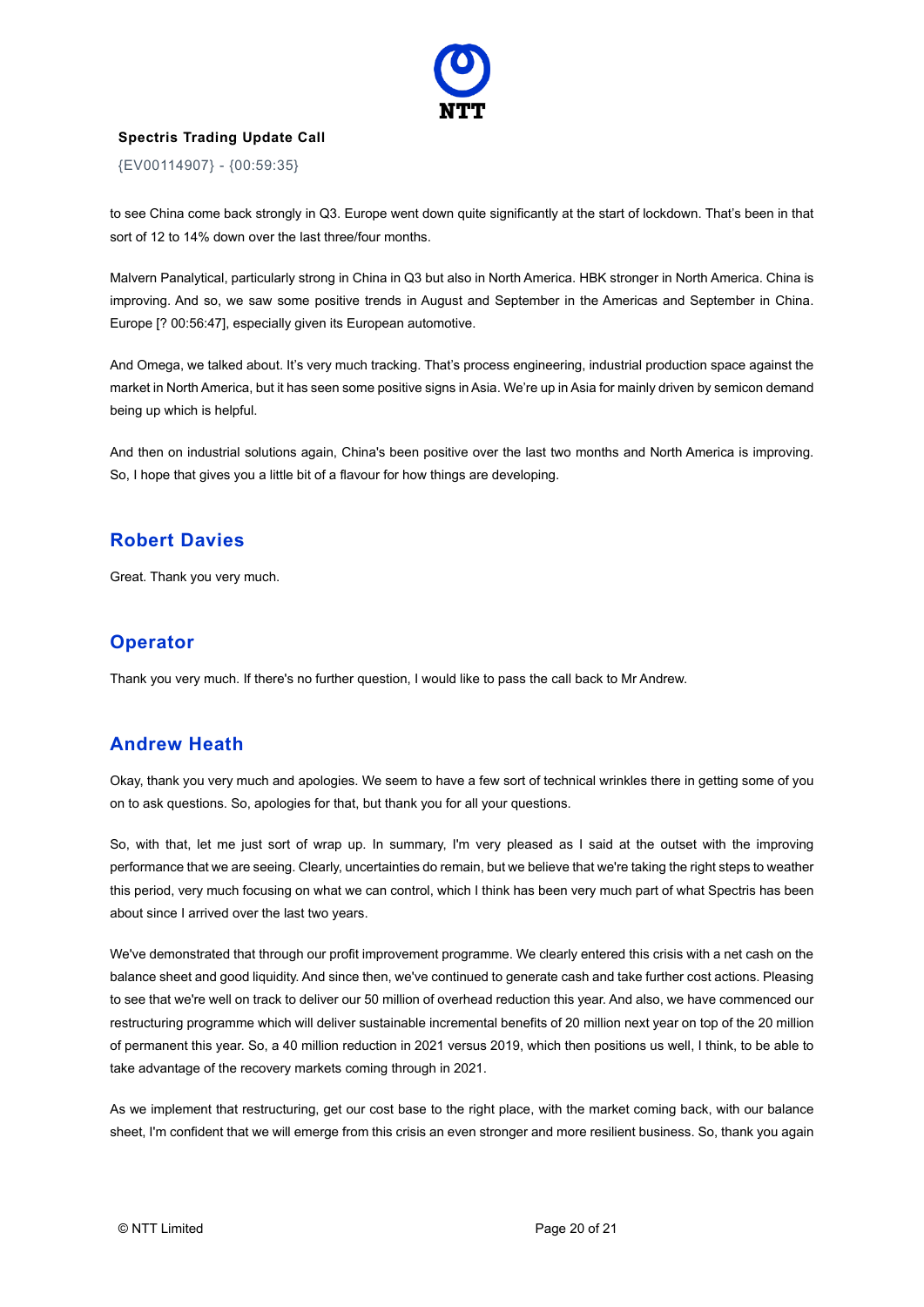to see China come back strongly in Q3. Europe went down quite significantly at the start of lockdown. That's been in that sort of 12 to 14% down over the last three/four months.

Malvern Panalytical, particularly strong in China in Q3 but also in North America. HBK stronger in North America. China is improving. And so, we saw some positive trends in August and September in the Americas and September in China. Europe [? 00:56:47], especially given its European automotive.

And Omega, we talked about. It's very much tracking. That's process engineering, industrial production space against the market in North America, but it has seen some positive signs in Asia. We're up in Asia for mainly driven by semicon demand being up which is helpful.

And then on industrial solutions again, China's been positive over the last two months and North America is improving. So, I hope that gives you a little bit of a flavour for how things are developing.

## Robert Davies

Great. Thank you very much.

## Operator

Thank you very much. If there's no further question, I would like to pass the call back to Mr Andrew.

## Andrew Heath

Okay, thank you very much and apologies. We seem to have a few sort of technical wrinkles there in getting some of you on to ask questions. So, apologies for that, but thank you for all your questions.

So, with that, let me just sort of wrap up. In summary, I'm very pleased as I said at the outset with the improving performance that we are seeing. Clearly, uncertainties do remain, but we believe that we're taking the right steps to weather this period, very much focusing on what we can control, which I think has been very much part of what Spectris has been about since I arrived over the last two years.

We've demonstrated that through our profit improvement programme. We clearly entered this crisis with a net cash on the balance sheet and good liquidity. And since then, we've continued to generate cash and take further cost actions. Pleasing to see that we're well on track to deliver our 50 million of overhead reduction this year. And also, we have commenced our restructuring programme which will deliver sustainable incremental benefits of 20 million next year on top of the 20 million of permanent this year. So, a 40 million reduction in 2021 versus 2019, which then positions us well, I think, to be able to take advantage of the recovery markets coming through in 2021.

As we implement that restructuring, get our cost base to the right place, with the market coming back, with our balance sheet, I'm confident that we will emerge from this crisis an even stronger and more resilient business. So, thank you again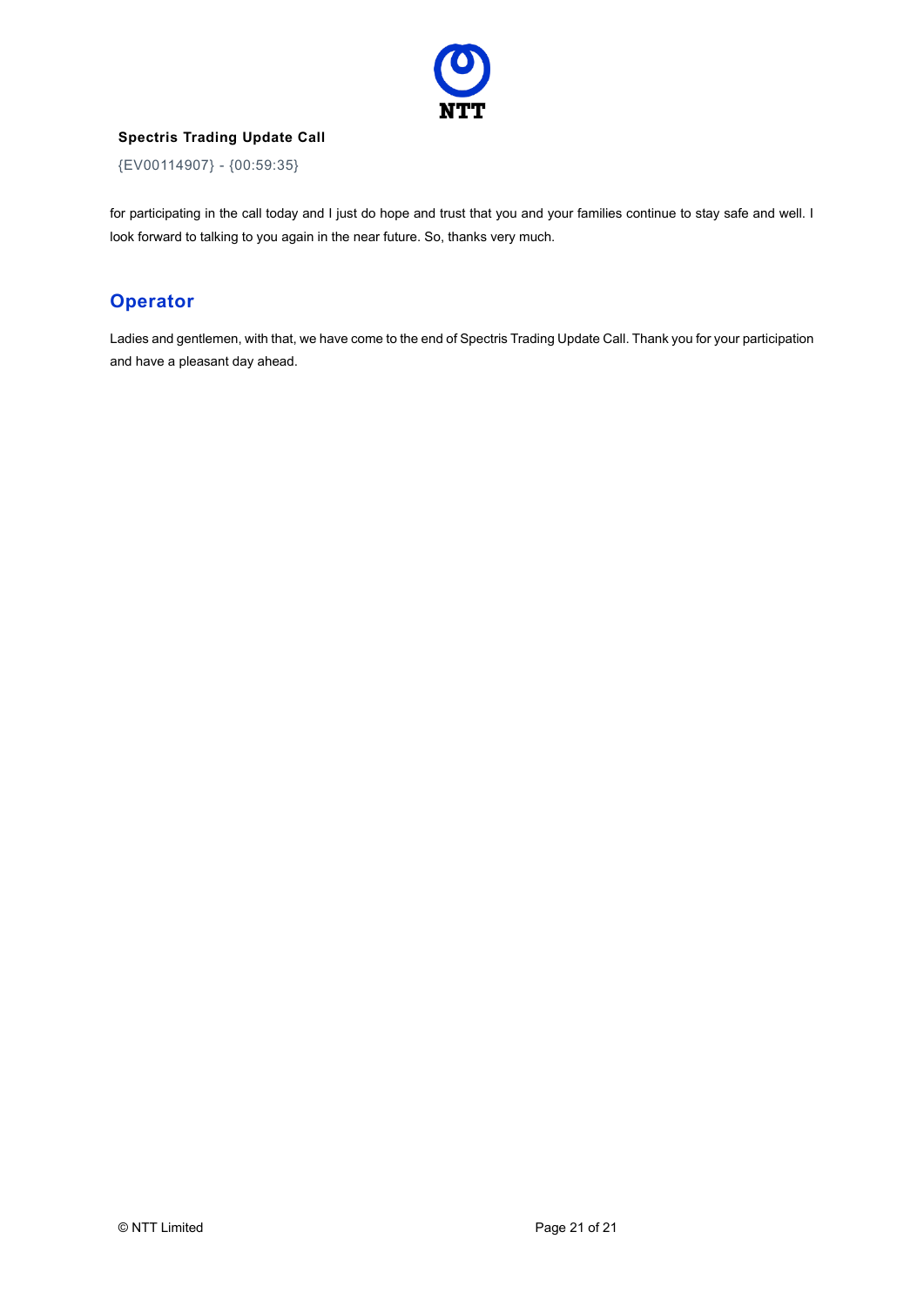for participating in the call today and I just do hope and trust that you and your families continue to stay safe and well. I look forward to talking to you again in the near future. So, thanks very much.

## Operator

Ladies and gentlemen, with that, we have come to the end of Spectris Trading Update Call. Thank you for your participation and have a pleasant day ahead.